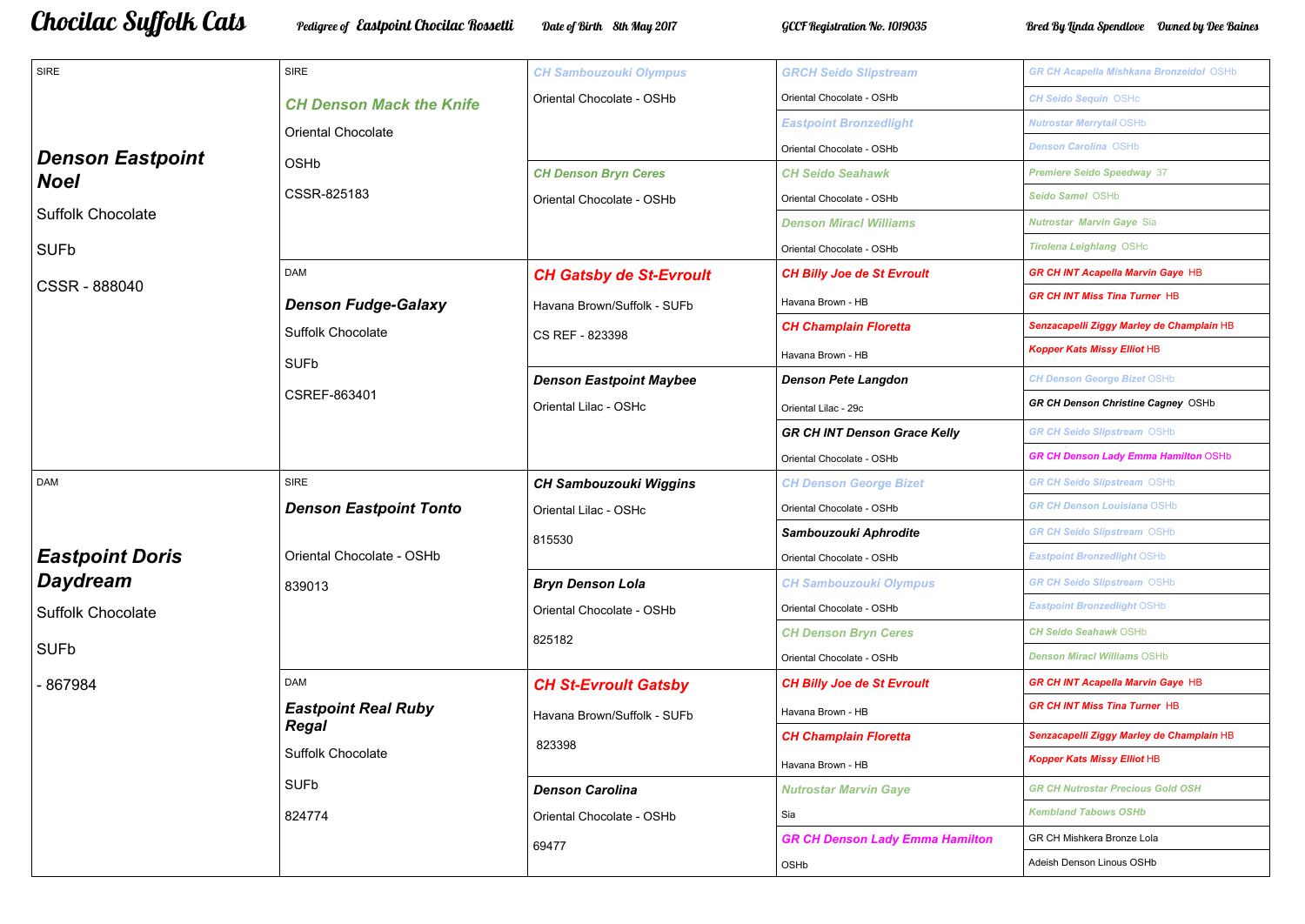# Chocilac Suffolk Cats

**Pedigree of Eastpoint Chocilac Rossetti** | **Date of Birth 8th May 2017** | **GCCF Registration No. 1019035** | **Bred By Linda Spendlove** | **Owned by Dee Baines**

| Parents | Grandparents | Great-Grandparents | Great-Great-Grandparents | Great-Great-Great-Grandparents |
|---|---|---|---|---|
| SIRE<br>***Denson Eastpoint Noel***<br>Suffolk Chocolate<br>SUFb<br>CSSR - 888040 | SIRE<br>***CH Denson Mack the Knife***<br>Oriental Chocolate<br>OSHb<br>CSSR-825183 | ***CH Sambouzouki Olympus***<br>Oriental Chocolate - OSHb | ***GRCH Seido Slipstream***<br>Oriental Chocolate - OSHb | ***GR CH Acapella Mishkana Bronzeidol*** OSHb |
| | | | | ***CH Seido Sequin*** OSHc |
| | | | ***Eastpoint Bronzedlight***<br>Oriental Chocolate - OSHb | ***Nutrostar Merrytail*** OSHb |
| | | | | ***Denson Carolina*** OSHb |
| | | ***CH Denson Bryn Ceres***<br>Oriental Chocolate - OSHb | ***CH Seido Seahawk***<br>Oriental Chocolate - OSHb | ***Premiere Seido Speedway*** 37 |
| | | | | ***Seido Samel*** OSHb |
| | | | ***Denson Miracl Williams***<br>Oriental Chocolate - OSHb | ***Nutrostar Marvin Gaye*** Sia |
| | | | | ***Tirolena Leighlang*** OSHc |
| | DAM<br>***Denson Fudge-Galaxy***<br>Suffolk Chocolate<br>SUFb<br>CSREF-863401 | ***CH Gatsby de St-Evroult***<br>Havana Brown/Suffolk - SUFb<br>CS REF - 823398 | ***CH Billy Joe de St Evroult***<br>Havana Brown - HB | ***GR CH INT Acapella Marvin Gaye*** HB |
| | | | | ***GR CH INT Miss Tina Turner*** HB |
| | | | ***CH Champlain Floretta***<br>Havana Brown - HB | ***Senzacapelli Ziggy Marley de Champlain*** HB |
| | | | | ***Kopper Kats Missy Elliot*** HB |
| | | ***Denson Eastpoint Maybee***<br>Oriental Lilac - OSHc | ***Denson Pete Langdon***<br>Oriental Lilac - 29c | ***CH Denson George Bizet*** OSHb |
| | | | | ***GR CH Denson Christine Cagney*** OSHb |
| | | | ***GR CH INT Denson Grace Kelly***<br>Oriental Chocolate - OSHb | ***GR CH Seido Slipstream*** OSHb |
| | | | | ***GR CH Denson Lady Emma Hamilton*** OSHb |
| DAM<br>***Eastpoint Doris Daydream***<br>Suffolk Chocolate<br>SUFb<br>- 867984 | SIRE<br>***Denson Eastpoint Tonto***<br>Oriental Chocolate - OSHb<br>839013 | ***CH Sambouzouki Wiggins***<br>Oriental Lilac - OSHc<br>815530 | ***CH Denson George Bizet***<br>Oriental Chocolate - OSHb | ***GR CH Seido Slipstream*** OSHb |
| | | | | ***GR CH Denson Louisiana*** OSHb |
| | | | ***Sambouzouki Aphrodite***<br>Oriental Chocolate - OSHb | ***GR CH Seido Slipstream*** OSHb |
| | | | | ***Eastpoint Bronzedlight*** OSHb |
| | | ***Bryn Denson Lola***<br>Oriental Chocolate - OSHb<br>825182 | ***CH Sambouzouki Olympus***<br>Oriental Chocolate - OSHb | ***GR CH Seido Slipstream*** OSHb |
| | | | | ***Eastpoint Bronzedlight*** OSHb |
| | | | ***CH Denson Bryn Ceres***<br>Oriental Chocolate - OSHb | ***CH Seido Seahawk*** OSHb |
| | | | | ***Denson Miracl Williams*** OSHb |
| | DAM<br>***Eastpoint Real Ruby Regal***<br>Suffolk Chocolate<br>SUFb<br>824774 | ***CH St-Evroult Gatsby***<br>Havana Brown/Suffolk - SUFb<br>823398 | ***CH Billy Joe de St Evroult***<br>Havana Brown - HB | ***GR CH INT Acapella Marvin Gaye*** HB |
| | | | | ***GR CH INT Miss Tina Turner*** HB |
| | | | ***CH Champlain Floretta***<br>Havana Brown - HB | ***Senzacapelli Ziggy Marley de Champlain*** HB |
| | | | | ***Kopper Kats Missy Elliot*** HB |
| | | ***Denson Carolina***<br>Oriental Chocolate - OSHb<br>69477 | ***Nutrostar Marvin Gaye***<br>Sia | ***GR CH Nutrostar Precious Gold OSH*** |
| | | | | ***Kembland Tabows OSHb*** |
| | | | ***GR CH Denson Lady Emma Hamilton***<br>OSHb | GR CH Mishkera Bronze Lola |
| | | | | Adeish Denson Linous OSHb |